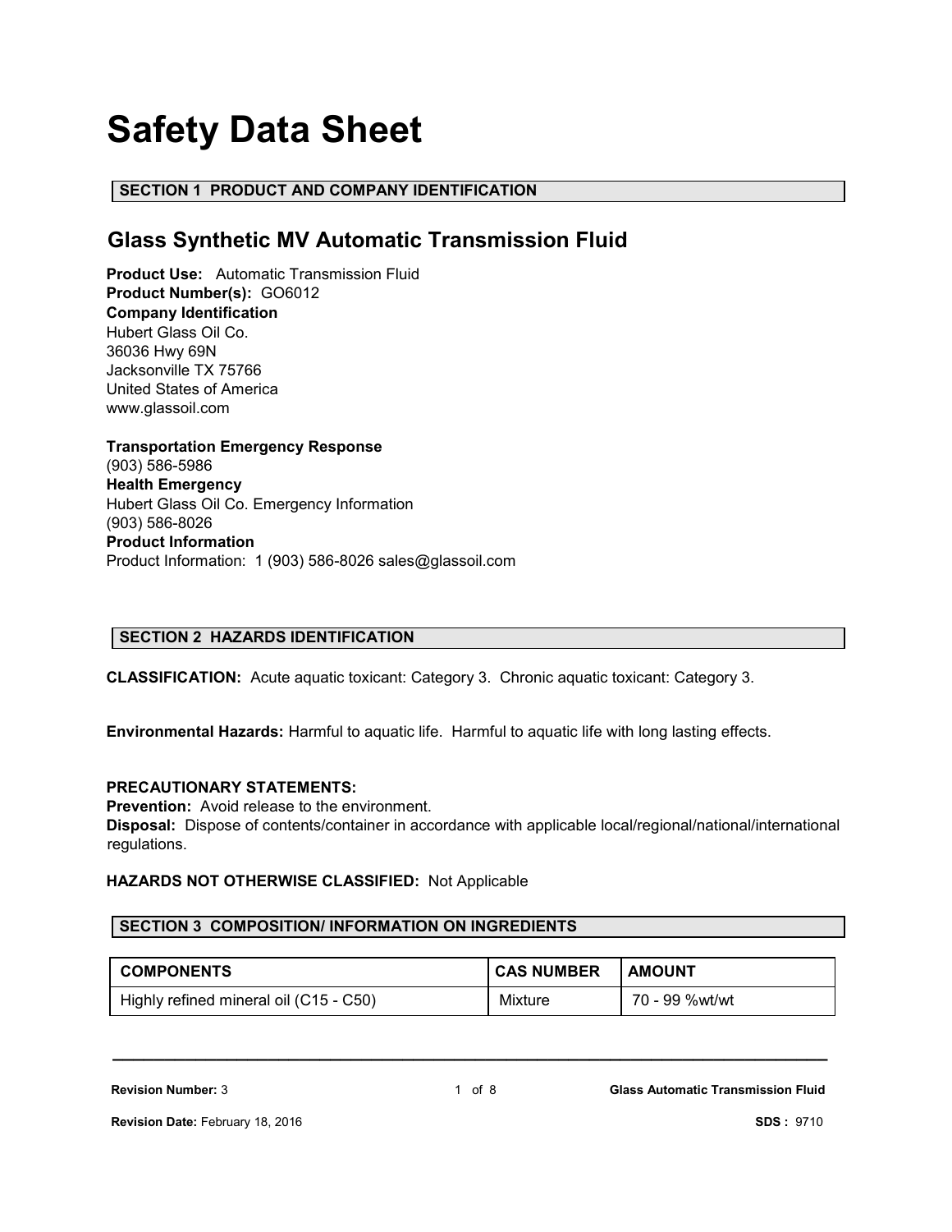# Safety Data Sheet

## SECTION 1 PRODUCT AND COMPANY IDENTIFICATION

### Glass Synthetic MV Automatic Transmission Fluid

**Product Use:** Automatic Transmission Fluid
**Product Number(s):** GO6012
**Company Identification**
Hubert Glass Oil Co.
36036 Hwy 69N
Jacksonville TX 75766
United States of America
www.glassoil.com

**Transportation Emergency Response**
(903) 586-5986
**Health Emergency**
Hubert Glass Oil Co. Emergency Information
(903) 586-8026
**Product Information**
Product Information: 1 (903) 586-8026 sales@glassoil.com

## SECTION 2 HAZARDS IDENTIFICATION

**CLASSIFICATION:** Acute aquatic toxicant: Category 3. Chronic aquatic toxicant: Category 3.

**Environmental Hazards:** Harmful to aquatic life. Harmful to aquatic life with long lasting effects.

**PRECAUTIONARY STATEMENTS:**
**Prevention:** Avoid release to the environment.
**Disposal:** Dispose of contents/container in accordance with applicable local/regional/national/international regulations.

**HAZARDS NOT OTHERWISE CLASSIFIED:** Not Applicable

## SECTION 3 COMPOSITION/ INFORMATION ON INGREDIENTS

| COMPONENTS | CAS NUMBER | AMOUNT |
|---|---|---|
| Highly refined mineral oil (C15 - C50) | Mixture | 70 - 99 %wt/wt |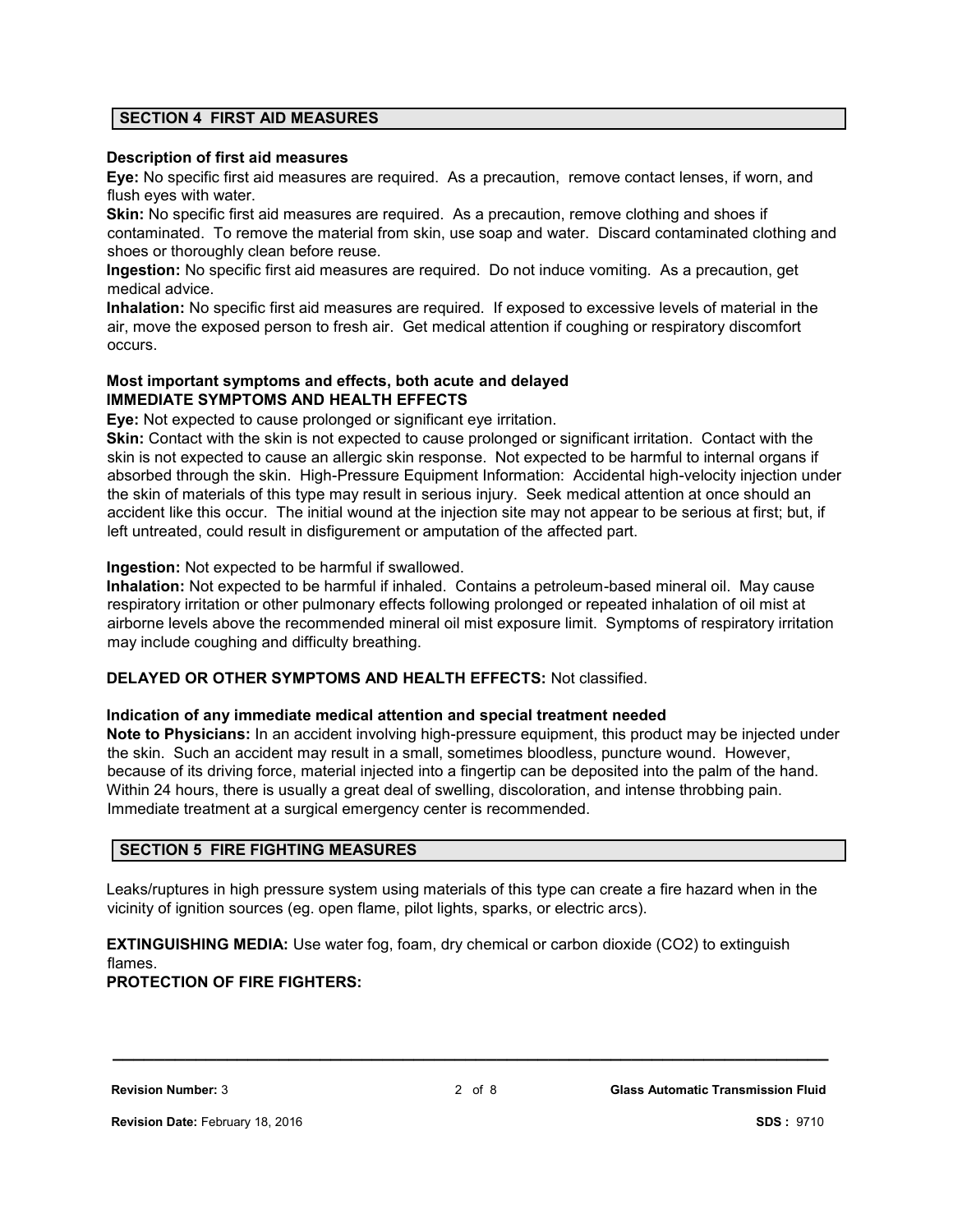## SECTION 4 FIRST AID MEASURES

**Description of first aid measures**

**Eye:** No specific first aid measures are required. As a precaution, remove contact lenses, if worn, and flush eyes with water.

**Skin:** No specific first aid measures are required. As a precaution, remove clothing and shoes if contaminated. To remove the material from skin, use soap and water. Discard contaminated clothing and shoes or thoroughly clean before reuse.

**Ingestion:** No specific first aid measures are required. Do not induce vomiting. As a precaution, get medical advice.

**Inhalation:** No specific first aid measures are required. If exposed to excessive levels of material in the air, move the exposed person to fresh air. Get medical attention if coughing or respiratory discomfort occurs.

**Most important symptoms and effects, both acute and delayed**

**IMMEDIATE SYMPTOMS AND HEALTH EFFECTS**

**Eye:** Not expected to cause prolonged or significant eye irritation.

**Skin:** Contact with the skin is not expected to cause prolonged or significant irritation. Contact with the skin is not expected to cause an allergic skin response. Not expected to be harmful to internal organs if absorbed through the skin. High-Pressure Equipment Information: Accidental high-velocity injection under the skin of materials of this type may result in serious injury. Seek medical attention at once should an accident like this occur. The initial wound at the injection site may not appear to be serious at first; but, if left untreated, could result in disfigurement or amputation of the affected part.

**Ingestion:** Not expected to be harmful if swallowed.

**Inhalation:** Not expected to be harmful if inhaled. Contains a petroleum-based mineral oil. May cause respiratory irritation or other pulmonary effects following prolonged or repeated inhalation of oil mist at airborne levels above the recommended mineral oil mist exposure limit. Symptoms of respiratory irritation may include coughing and difficulty breathing.

**DELAYED OR OTHER SYMPTOMS AND HEALTH EFFECTS:** Not classified.

**Indication of any immediate medical attention and special treatment needed**

**Note to Physicians:** In an accident involving high-pressure equipment, this product may be injected under the skin. Such an accident may result in a small, sometimes bloodless, puncture wound. However, because of its driving force, material injected into a fingertip can be deposited into the palm of the hand. Within 24 hours, there is usually a great deal of swelling, discoloration, and intense throbbing pain. Immediate treatment at a surgical emergency center is recommended.

## SECTION 5 FIRE FIGHTING MEASURES

Leaks/ruptures in high pressure system using materials of this type can create a fire hazard when in the vicinity of ignition sources (eg. open flame, pilot lights, sparks, or electric arcs).

**EXTINGUISHING MEDIA:** Use water fog, foam, dry chemical or carbon dioxide ($CO_2$) to extinguish flames.

**PROTECTION OF FIRE FIGHTERS:**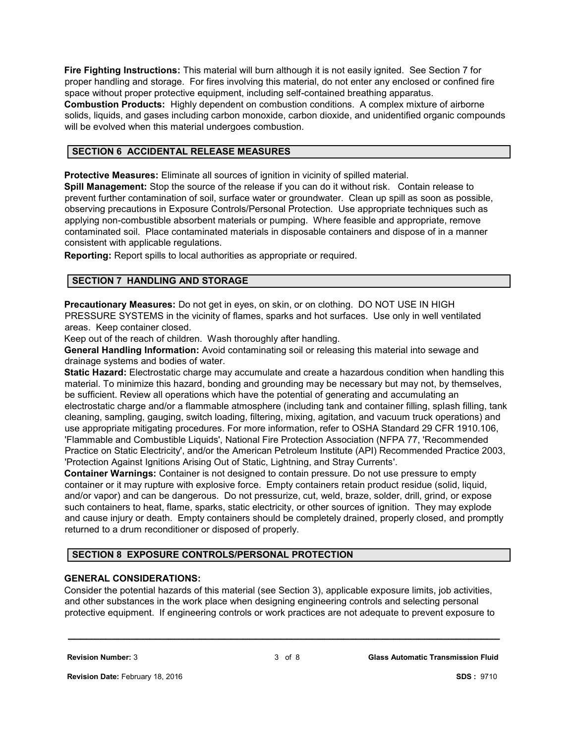**Fire Fighting Instructions:** This material will burn although it is not easily ignited. See Section 7 for proper handling and storage. For fires involving this material, do not enter any enclosed or confined fire space without proper protective equipment, including self-contained breathing apparatus.

**Combustion Products:** Highly dependent on combustion conditions. A complex mixture of airborne solids, liquids, and gases including carbon monoxide, carbon dioxide, and unidentified organic compounds will be evolved when this material undergoes combustion.

## SECTION 6 ACCIDENTAL RELEASE MEASURES

**Protective Measures:** Eliminate all sources of ignition in vicinity of spilled material.

**Spill Management:** Stop the source of the release if you can do it without risk. Contain release to prevent further contamination of soil, surface water or groundwater. Clean up spill as soon as possible, observing precautions in Exposure Controls/Personal Protection. Use appropriate techniques such as applying non-combustible absorbent materials or pumping. Where feasible and appropriate, remove contaminated soil. Place contaminated materials in disposable containers and dispose of in a manner consistent with applicable regulations.

**Reporting:** Report spills to local authorities as appropriate or required.

## SECTION 7 HANDLING AND STORAGE

**Precautionary Measures:** Do not get in eyes, on skin, or on clothing. DO NOT USE IN HIGH PRESSURE SYSTEMS in the vicinity of flames, sparks and hot surfaces. Use only in well ventilated areas. Keep container closed.

Keep out of the reach of children. Wash thoroughly after handling.

**General Handling Information:** Avoid contaminating soil or releasing this material into sewage and drainage systems and bodies of water.

**Static Hazard:** Electrostatic charge may accumulate and create a hazardous condition when handling this material. To minimize this hazard, bonding and grounding may be necessary but may not, by themselves, be sufficient. Review all operations which have the potential of generating and accumulating an electrostatic charge and/or a flammable atmosphere (including tank and container filling, splash filling, tank cleaning, sampling, gauging, switch loading, filtering, mixing, agitation, and vacuum truck operations) and use appropriate mitigating procedures. For more information, refer to OSHA Standard 29 CFR 1910.106, 'Flammable and Combustible Liquids', National Fire Protection Association (NFPA 77, 'Recommended Practice on Static Electricity', and/or the American Petroleum Institute (API) Recommended Practice 2003, 'Protection Against Ignitions Arising Out of Static, Lightning, and Stray Currents'.

**Container Warnings:** Container is not designed to contain pressure. Do not use pressure to empty container or it may rupture with explosive force. Empty containers retain product residue (solid, liquid, and/or vapor) and can be dangerous. Do not pressurize, cut, weld, braze, solder, drill, grind, or expose such containers to heat, flame, sparks, static electricity, or other sources of ignition. They may explode and cause injury or death. Empty containers should be completely drained, properly closed, and promptly returned to a drum reconditioner or disposed of properly.

## SECTION 8 EXPOSURE CONTROLS/PERSONAL PROTECTION

**GENERAL CONSIDERATIONS:**

Consider the potential hazards of this material (see Section 3), applicable exposure limits, job activities, and other substances in the work place when designing engineering controls and selecting personal protective equipment. If engineering controls or work practices are not adequate to prevent exposure to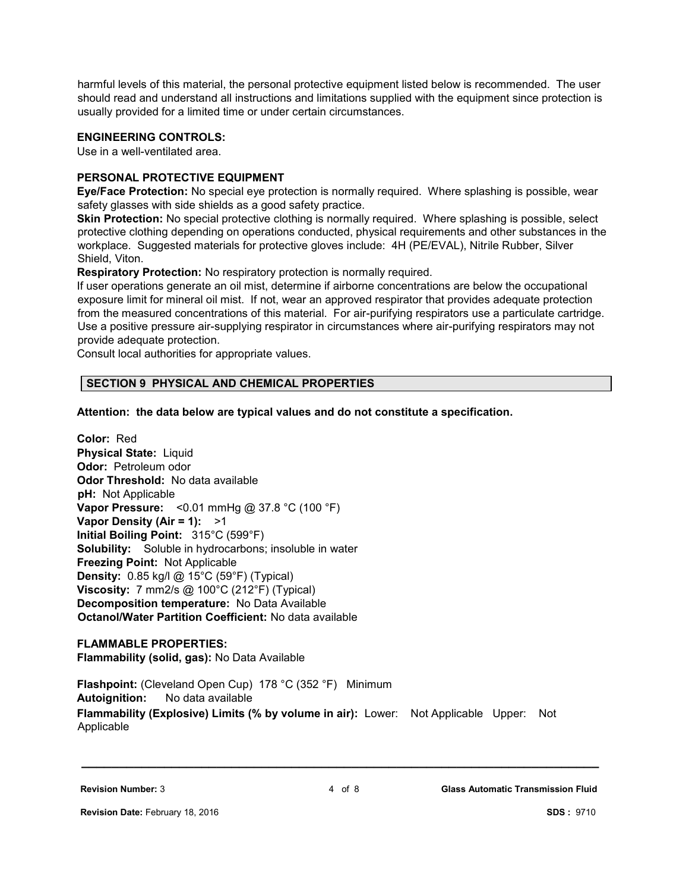harmful levels of this material, the personal protective equipment listed below is recommended. The user should read and understand all instructions and limitations supplied with the equipment since protection is usually provided for a limited time or under certain circumstances.

**ENGINEERING CONTROLS:**
Use in a well-ventilated area.

**PERSONAL PROTECTIVE EQUIPMENT**
**Eye/Face Protection:** No special eye protection is normally required. Where splashing is possible, wear safety glasses with side shields as a good safety practice.
**Skin Protection:** No special protective clothing is normally required. Where splashing is possible, select protective clothing depending on operations conducted, physical requirements and other substances in the workplace. Suggested materials for protective gloves include: 4H (PE/EVAL), Nitrile Rubber, Silver Shield, Viton.
**Respiratory Protection:** No respiratory protection is normally required.
If user operations generate an oil mist, determine if airborne concentrations are below the occupational exposure limit for mineral oil mist. If not, wear an approved respirator that provides adequate protection from the measured concentrations of this material. For air-purifying respirators use a particulate cartridge. Use a positive pressure air-supplying respirator in circumstances where air-purifying respirators may not provide adequate protection.
Consult local authorities for appropriate values.

## SECTION 9 PHYSICAL AND CHEMICAL PROPERTIES

**Attention: the data below are typical values and do not constitute a specification.**

**Color:** Red
**Physical State:** Liquid
**Odor:** Petroleum odor
**Odor Threshold:** No data available
**pH:** Not Applicable
**Vapor Pressure:** <0.01 mmHg @ 37.8 °C (100 °F)
**Vapor Density (Air = 1):** >1
**Initial Boiling Point:** 315°C (599°F)
**Solubility:** Soluble in hydrocarbons; insoluble in water
**Freezing Point:** Not Applicable
**Density:** 0.85 kg/l @ 15°C (59°F) (Typical)
**Viscosity:** 7 mm2/s @ 100°C (212°F) (Typical)
**Decomposition temperature:** No Data Available
**Octanol/Water Partition Coefficient:** No data available

**FLAMMABLE PROPERTIES:**
**Flammability (solid, gas):** No Data Available

**Flashpoint:** (Cleveland Open Cup) 178 °C (352 °F) Minimum
**Autoignition:** No data available
**Flammability (Explosive) Limits (% by volume in air):** Lower: Not Applicable Upper: Not Applicable

**Revision Number:** 3
**Revision Date:** February 18, 2016
**Glass Automatic Transmission Fluid**
**SDS :** 9710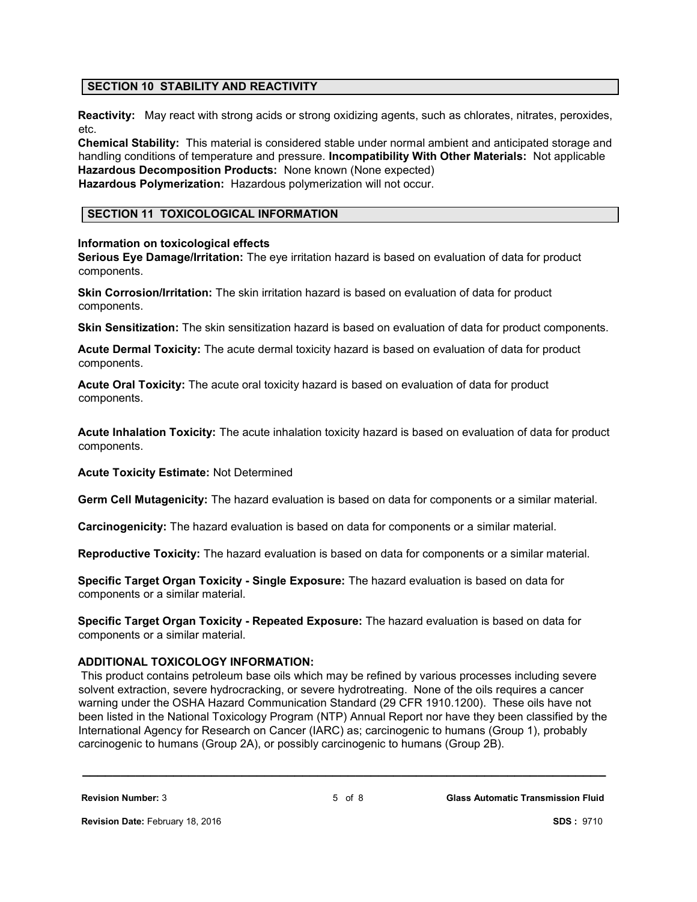## SECTION 10 STABILITY AND REACTIVITY

**Reactivity:** May react with strong acids or strong oxidizing agents, such as chlorates, nitrates, peroxides, etc.

**Chemical Stability:** This material is considered stable under normal ambient and anticipated storage and handling conditions of temperature and pressure. **Incompatibility With Other Materials:** Not applicable

**Hazardous Decomposition Products:** None known (None expected)

**Hazardous Polymerization:** Hazardous polymerization will not occur.

## SECTION 11 TOXICOLOGICAL INFORMATION

**Information on toxicological effects**

**Serious Eye Damage/Irritation:** The eye irritation hazard is based on evaluation of data for product components.

**Skin Corrosion/Irritation:** The skin irritation hazard is based on evaluation of data for product components.

**Skin Sensitization:** The skin sensitization hazard is based on evaluation of data for product components.

**Acute Dermal Toxicity:** The acute dermal toxicity hazard is based on evaluation of data for product components.

**Acute Oral Toxicity:** The acute oral toxicity hazard is based on evaluation of data for product components.

**Acute Inhalation Toxicity:** The acute inhalation toxicity hazard is based on evaluation of data for product components.

**Acute Toxicity Estimate:** Not Determined

**Germ Cell Mutagenicity:** The hazard evaluation is based on data for components or a similar material.

**Carcinogenicity:** The hazard evaluation is based on data for components or a similar material.

**Reproductive Toxicity:** The hazard evaluation is based on data for components or a similar material.

**Specific Target Organ Toxicity - Single Exposure:** The hazard evaluation is based on data for components or a similar material.

**Specific Target Organ Toxicity - Repeated Exposure:** The hazard evaluation is based on data for components or a similar material.

**ADDITIONAL TOXICOLOGY INFORMATION:**

This product contains petroleum base oils which may be refined by various processes including severe solvent extraction, severe hydrocracking, or severe hydrotreating. None of the oils requires a cancer warning under the OSHA Hazard Communication Standard (29 CFR 1910.1200). These oils have not been listed in the National Toxicology Program (NTP) Annual Report nor have they been classified by the International Agency for Research on Cancer (IARC) as; carcinogenic to humans (Group 1), probably carcinogenic to humans (Group 2A), or possibly carcinogenic to humans (Group 2B).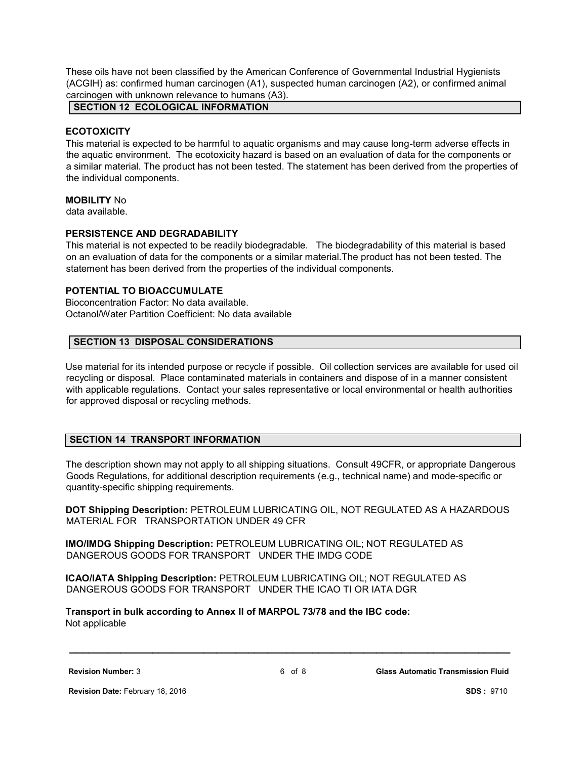These oils have not been classified by the American Conference of Governmental Industrial Hygienists (ACGIH) as: confirmed human carcinogen (A1), suspected human carcinogen (A2), or confirmed animal carcinogen with unknown relevance to humans (A3).

## SECTION 12 ECOLOGICAL INFORMATION

**ECOTOXICITY**

This material is expected to be harmful to aquatic organisms and may cause long-term adverse effects in the aquatic environment. The ecotoxicity hazard is based on an evaluation of data for the components or a similar material. The product has not been tested. The statement has been derived from the properties of the individual components.

**MOBILITY** No data available.

**PERSISTENCE AND DEGRADABILITY**

This material is not expected to be readily biodegradable. The biodegradability of this material is based on an evaluation of data for the components or a similar material.The product has not been tested. The statement has been derived from the properties of the individual components.

**POTENTIAL TO BIOACCUMULATE**

Bioconcentration Factor: No data available.
Octanol/Water Partition Coefficient: No data available

## SECTION 13 DISPOSAL CONSIDERATIONS

Use material for its intended purpose or recycle if possible. Oil collection services are available for used oil recycling or disposal. Place contaminated materials in containers and dispose of in a manner consistent with applicable regulations. Contact your sales representative or local environmental or health authorities for approved disposal or recycling methods.

## SECTION 14 TRANSPORT INFORMATION

The description shown may not apply to all shipping situations. Consult 49CFR, or appropriate Dangerous Goods Regulations, for additional description requirements (e.g., technical name) and mode-specific or quantity-specific shipping requirements.

**DOT Shipping Description:** PETROLEUM LUBRICATING OIL, NOT REGULATED AS A HAZARDOUS MATERIAL FOR TRANSPORTATION UNDER 49 CFR

**IMO/IMDG Shipping Description:** PETROLEUM LUBRICATING OIL; NOT REGULATED AS DANGEROUS GOODS FOR TRANSPORT UNDER THE IMDG CODE

**ICAO/IATA Shipping Description:** PETROLEUM LUBRICATING OIL; NOT REGULATED AS DANGEROUS GOODS FOR TRANSPORT UNDER THE ICAO TI OR IATA DGR

**Transport in bulk according to Annex II of MARPOL 73/78 and the IBC code:**
Not applicable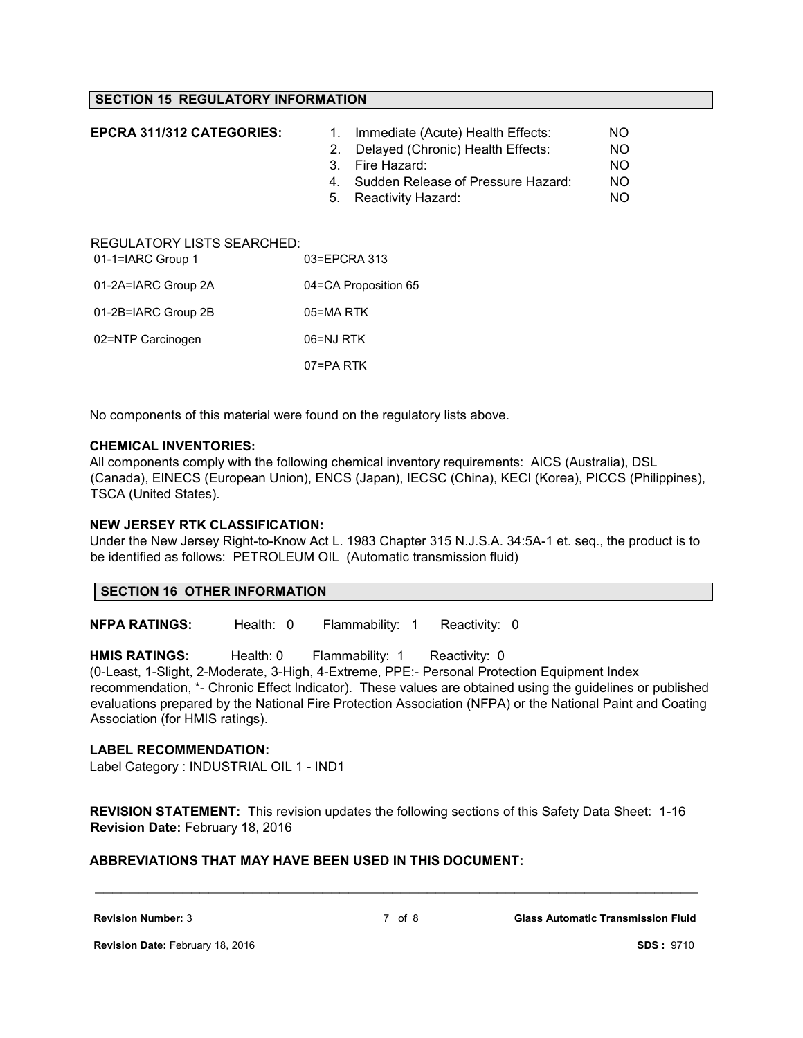## SECTION 15 REGULATORY INFORMATION

**EPCRA 311/312 CATEGORIES:**

| | | |
|---|---|---|
| 1. | Immediate (Acute) Health Effects: | NO |
| 2. | Delayed (Chronic) Health Effects: | NO |
| 3. | Fire Hazard: | NO |
| 4. | Sudden Release of Pressure Hazard: | NO |
| 5. | Reactivity Hazard: | NO |

REGULATORY LISTS SEARCHED:

| | |
|---|---|
| 01-1=IARC Group 1 | 03=EPCRA 313 |
| 01-2A=IARC Group 2A | 04=CA Proposition 65 |
| 01-2B=IARC Group 2B | 05=MA RTK |
| 02=NTP Carcinogen | 06=NJ RTK |
| | 07=PA RTK |

No components of this material were found on the regulatory lists above.

**CHEMICAL INVENTORIES:**
All components comply with the following chemical inventory requirements: AICS (Australia), DSL (Canada), EINECS (European Union), ENCS (Japan), IECSC (China), KECI (Korea), PICCS (Philippines), TSCA (United States).

**NEW JERSEY RTK CLASSIFICATION:**
Under the New Jersey Right-to-Know Act L. 1983 Chapter 315 N.J.S.A. 34:5A-1 et. seq., the product is to be identified as follows: PETROLEUM OIL (Automatic transmission fluid)

## SECTION 16 OTHER INFORMATION

**NFPA RATINGS:** Health: 0 Flammability: 1 Reactivity: 0

**HMIS RATINGS:** Health: 0 Flammability: 1 Reactivity: 0
(0-Least, 1-Slight, 2-Moderate, 3-High, 4-Extreme, PPE:- Personal Protection Equipment Index recommendation, *- Chronic Effect Indicator). These values are obtained using the guidelines or published evaluations prepared by the National Fire Protection Association (NFPA) or the National Paint and Coating Association (for HMIS ratings).

**LABEL RECOMMENDATION:**
Label Category : INDUSTRIAL OIL 1 - IND1

**REVISION STATEMENT:** This revision updates the following sections of this Safety Data Sheet: 1-16
**Revision Date:** February 18, 2016

**ABBREVIATIONS THAT MAY HAVE BEEN USED IN THIS DOCUMENT:**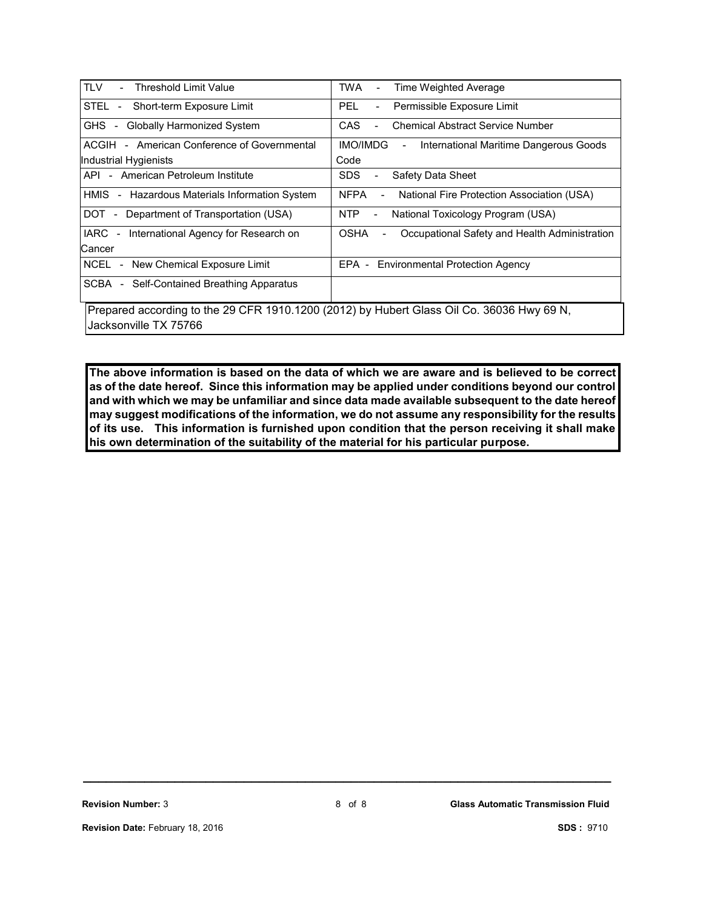| | |
|---|---|
| TLV - Threshold Limit Value | TWA - Time Weighted Average |
| STEL - Short-term Exposure Limit | PEL - Permissible Exposure Limit |
| GHS - Globally Harmonized System | CAS - Chemical Abstract Service Number |
| ACGIH - American Conference of Governmental Industrial Hygienists | IMO/IMDG - International Maritime Dangerous Goods Code |
| API - American Petroleum Institute | SDS - Safety Data Sheet |
| HMIS - Hazardous Materials Information System | NFPA - National Fire Protection Association (USA) |
| DOT - Department of Transportation (USA) | NTP - National Toxicology Program (USA) |
| IARC - International Agency for Research on Cancer | OSHA - Occupational Safety and Health Administration |
| NCEL - New Chemical Exposure Limit | EPA - Environmental Protection Agency |
| SCBA - Self-Contained Breathing Apparatus | |

Prepared according to the 29 CFR 1910.1200 (2012) by Hubert Glass Oil Co. 36036 Hwy 69 N, Jacksonville TX 75766

**The above information is based on the data of which we are aware and is believed to be correct as of the date hereof. Since this information may be applied under conditions beyond our control and with which we may be unfamiliar and since data made available subsequent to the date hereof may suggest modifications of the information, we do not assume any responsibility for the results of its use. This information is furnished upon condition that the person receiving it shall make his own determination of the suitability of the material for his particular purpose.**